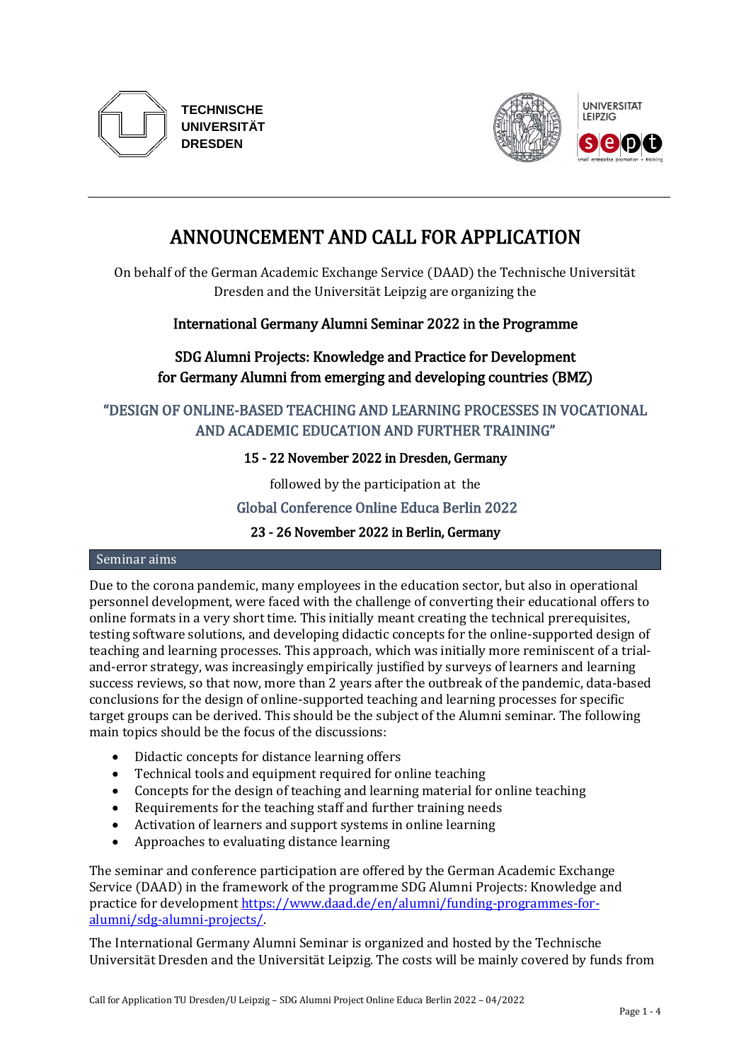TECHNISCHE UNIVERSITÄT DRESDEN

UNIVERSITÄT LEIPZIG

sept small enterprise promotion + training

# ANNOUNCEMENT AND CALL FOR APPLICATION

On behalf of the German Academic Exchange Service (DAAD) the Technische Universität Dresden and the Universität Leipzig are organizing the

**International Germany Alumni Seminar 2022 in the Programme**

**SDG Alumni Projects: Knowledge and Practice for Development for Germany Alumni from emerging and developing countries (BMZ)**

## "DESIGN OF ONLINE-BASED TEACHING AND LEARNING PROCESSES IN VOCATIONAL AND ACADEMIC EDUCATION AND FURTHER TRAINING"

**15 - 22 November 2022 in Dresden, Germany**

followed by the participation at the

**Global Conference Online Educa Berlin 2022**

**23 - 26 November 2022 in Berlin, Germany**

## Seminar aims

Due to the corona pandemic, many employees in the education sector, but also in operational personnel development, were faced with the challenge of converting their educational offers to online formats in a very short time. This initially meant creating the technical prerequisites, testing software solutions, and developing didactic concepts for the online-supported design of teaching and learning processes. This approach, which was initially more reminiscent of a trial-and-error strategy, was increasingly empirically justified by surveys of learners and learning success reviews, so that now, more than 2 years after the outbreak of the pandemic, data-based conclusions for the design of online-supported teaching and learning processes for specific target groups can be derived. This should be the subject of the Alumni seminar. The following main topics should be the focus of the discussions:

- Didactic concepts for distance learning offers
- Technical tools and equipment required for online teaching
- Concepts for the design of teaching and learning material for online teaching
- Requirements for the teaching staff and further training needs
- Activation of learners and support systems in online learning
- Approaches to evaluating distance learning

The seminar and conference participation are offered by the German Academic Exchange Service (DAAD) in the framework of the programme SDG Alumni Projects: Knowledge and practice for development https://www.daad.de/en/alumni/funding-programmes-for-alumni/sdg-alumni-projects/.

The International Germany Alumni Seminar is organized and hosted by the Technische Universität Dresden and the Universität Leipzig. The costs will be mainly covered by funds from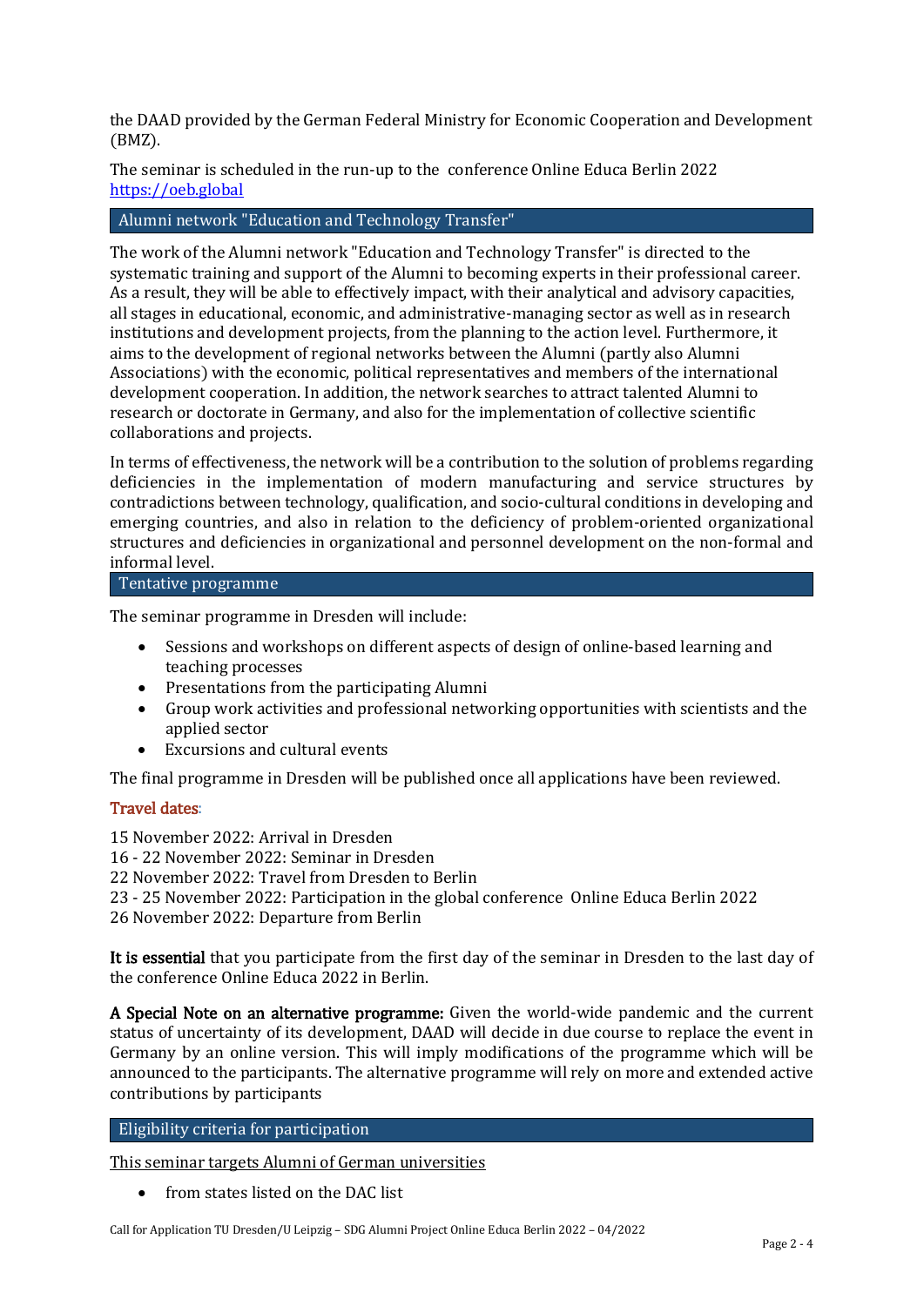the DAAD provided by the German Federal Ministry for Economic Cooperation and Development (BMZ).

The seminar is scheduled in the run-up to the conference Online Educa Berlin 2022 [https://oeb.global](https://oeb.global)

## Alumni network "Education and Technology Transfer"

The work of the Alumni network "Education and Technology Transfer" is directed to the systematic training and support of the Alumni to becoming experts in their professional career. As a result, they will be able to effectively impact, with their analytical and advisory capacities, all stages in educational, economic, and administrative-managing sector as well as in research institutions and development projects, from the planning to the action level. Furthermore, it aims to the development of regional networks between the Alumni (partly also Alumni Associations) with the economic, political representatives and members of the international development cooperation. In addition, the network searches to attract talented Alumni to research or doctorate in Germany, and also for the implementation of collective scientific collaborations and projects.

In terms of effectiveness, the network will be a contribution to the solution of problems regarding deficiencies in the implementation of modern manufacturing and service structures by contradictions between technology, qualification, and socio-cultural conditions in developing and emerging countries, and also in relation to the deficiency of problem-oriented organizational structures and deficiencies in organizational and personnel development on the non-formal and informal level.

## Tentative programme

The seminar programme in Dresden will include:

- Sessions and workshops on different aspects of design of online-based learning and teaching processes
- Presentations from the participating Alumni
- Group work activities and professional networking opportunities with scientists and the applied sector
- Excursions and cultural events

The final programme in Dresden will be published once all applications have been reviewed.

### Travel dates:

15 November 2022: Arrival in Dresden
16 - 22 November 2022: Seminar in Dresden
22 November 2022: Travel from Dresden to Berlin
23 - 25 November 2022: Participation in the global conference Online Educa Berlin 2022
26 November 2022: Departure from Berlin

**It is essential** that you participate from the first day of the seminar in Dresden to the last day of the conference Online Educa 2022 in Berlin.

**A Special Note on an alternative programme:** Given the world-wide pandemic and the current status of uncertainty of its development, DAAD will decide in due course to replace the event in Germany by an online version. This will imply modifications of the programme which will be announced to the participants. The alternative programme will rely on more and extended active contributions by participants

## Eligibility criteria for participation

This seminar targets Alumni of German universities

- from states listed on the DAC list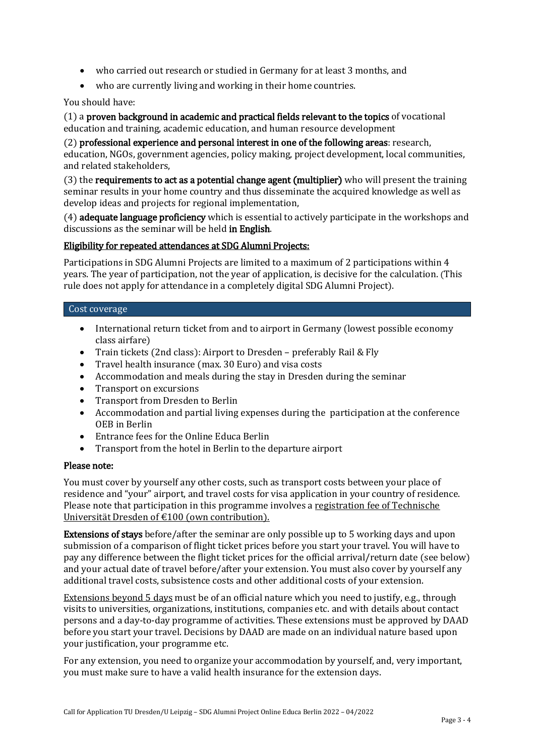- who carried out research or studied in Germany for at least 3 months, and
- who are currently living and working in their home countries.

You should have:

(1) a **proven background in academic and practical fields relevant to the topics** of vocational education and training, academic education, and human resource development

(2) **professional experience and personal interest in one of the following areas**: research, education, NGOs, government agencies, policy making, project development, local communities, and related stakeholders,

(3) the **requirements to act as a potential change agent (multiplier)** who will present the training seminar results in your home country and thus disseminate the acquired knowledge as well as develop ideas and projects for regional implementation,

(4) **adequate language proficiency** which is essential to actively participate in the workshops and discussions as the seminar will be held **in English**.

**Eligibility for repeated attendances at SDG Alumni Projects:**

Participations in SDG Alumni Projects are limited to a maximum of 2 participations within 4 years. The year of participation, not the year of application, is decisive for the calculation. (This rule does not apply for attendance in a completely digital SDG Alumni Project).

## Cost coverage

- International return ticket from and to airport in Germany (lowest possible economy class airfare)
- Train tickets (2nd class): Airport to Dresden – preferably Rail & Fly
- Travel health insurance (max. 30 Euro) and visa costs
- Accommodation and meals during the stay in Dresden during the seminar
- Transport on excursions
- Transport from Dresden to Berlin
- Accommodation and partial living expenses during the participation at the conference OEB in Berlin
- Entrance fees for the Online Educa Berlin
- Transport from the hotel in Berlin to the departure airport

**Please note:**

You must cover by yourself any other costs, such as transport costs between your place of residence and "your" airport, and travel costs for visa application in your country of residence. Please note that participation in this programme involves a registration fee of Technische Universität Dresden of €100 (own contribution).

**Extensions of stays** before/after the seminar are only possible up to 5 working days and upon submission of a comparison of flight ticket prices before you start your travel. You will have to pay any difference between the flight ticket prices for the official arrival/return date (see below) and your actual date of travel before/after your extension. You must also cover by yourself any additional travel costs, subsistence costs and other additional costs of your extension.

Extensions beyond 5 days must be of an official nature which you need to justify, e.g., through visits to universities, organizations, institutions, companies etc. and with details about contact persons and a day-to-day programme of activities. These extensions must be approved by DAAD before you start your travel. Decisions by DAAD are made on an individual nature based upon your justification, your programme etc.

For any extension, you need to organize your accommodation by yourself, and, very important, you must make sure to have a valid health insurance for the extension days.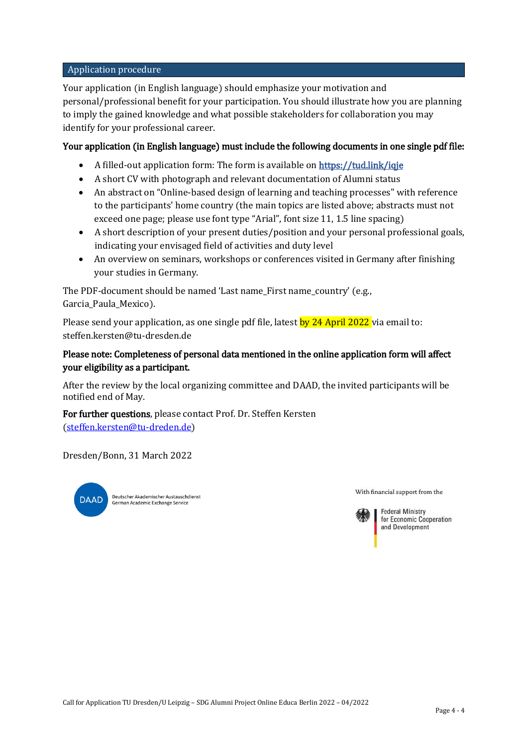## Application procedure

Your application (in English language) should emphasize your motivation and personal/professional benefit for your participation. You should illustrate how you are planning to imply the gained knowledge and what possible stakeholders for collaboration you may identify for your professional career.

**Your application (in English language) must include the following documents in one single pdf file:**

- A filled-out application form: The form is available on [https://tud.link/iqje](https://tud.link/iqje)
- A short CV with photograph and relevant documentation of Alumni status
- An abstract on "Online-based design of learning and teaching processes" with reference to the participants' home country (the main topics are listed above; abstracts must not exceed one page; please use font type "Arial", font size 11, 1.5 line spacing)
- A short description of your present duties/position and your personal professional goals, indicating your envisaged field of activities and duty level
- An overview on seminars, workshops or conferences visited in Germany after finishing your studies in Germany.

The PDF-document should be named 'Last name_First name_country' (e.g., Garcia_Paula_Mexico).

Please send your application, as one single pdf file, latest by 24 April 2022 via email to: steffen.kersten@tu-dresden.de

**Please note: Completeness of personal data mentioned in the online application form will affect your eligibility as a participant.**

After the review by the local organizing committee and DAAD, the invited participants will be notified end of May.

**For further questions**, please contact Prof. Dr. Steffen Kersten (steffen.kersten@tu-dreden.de)

Dresden/Bonn, 31 March 2022

DAAD Deutscher Akademischer Austauschdienst German Academic Exchange Service

With financial support from the

Federal Ministry for Economic Cooperation and Development

Call for Application TU Dresden/U Leipzig – SDG Alumni Project Online Educa Berlin 2022 – 04/2022